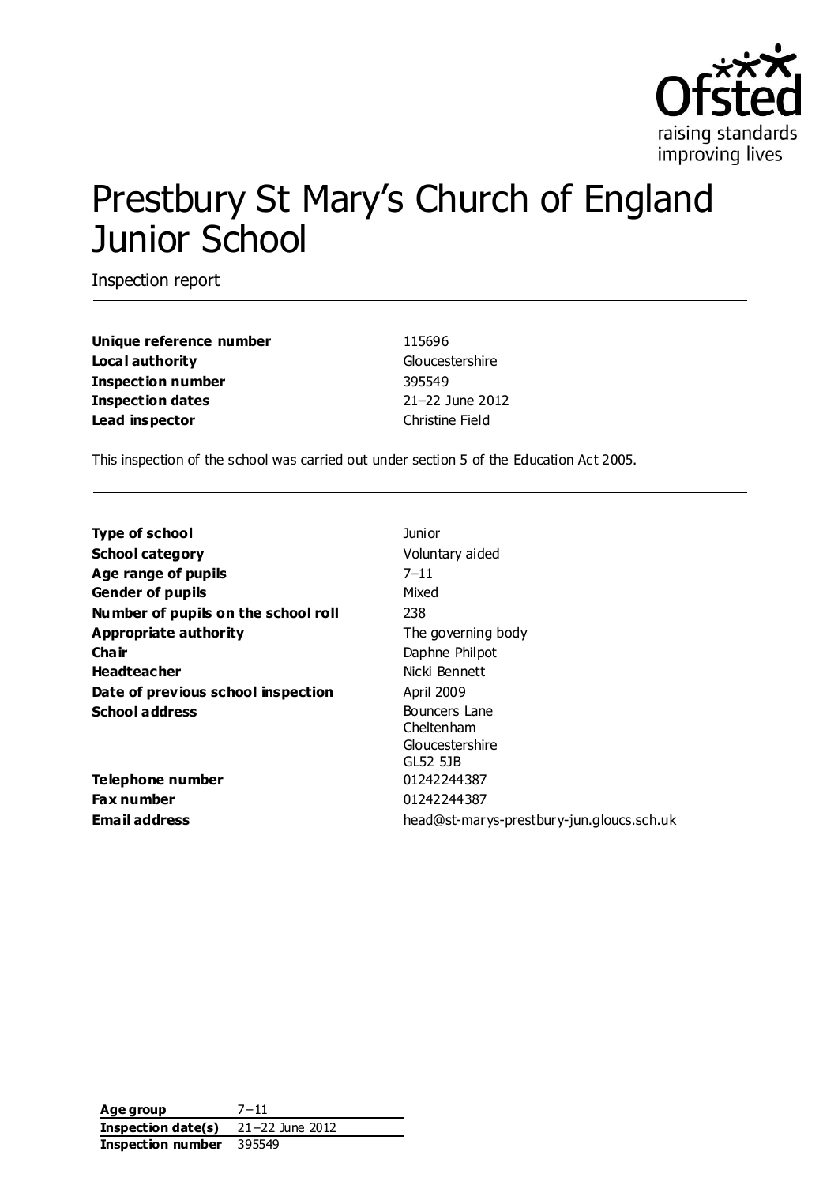Ofsted
raising standards
improving lives

# Prestbury St Mary's Church of England Junior School

Inspection report

| | |
|---|---|
| **Unique reference number** | 115696 |
| **Local authority** | Gloucestershire |
| **Inspection number** | 395549 |
| **Inspection dates** | 21–22 June 2012 |
| **Lead inspector** | Christine Field |

This inspection of the school was carried out under section 5 of the Education Act 2005.

| | |
|---|---|
| **Type of school** | Junior |
| **School category** | Voluntary aided |
| **Age range of pupils** | 7–11 |
| **Gender of pupils** | Mixed |
| **Number of pupils on the school roll** | 238 |
| **Appropriate authority** | The governing body |
| **Chair** | Daphne Philpot |
| **Headteacher** | Nicki Bennett |
| **Date of previous school inspection** | April 2009 |
| **School address** | Bouncers Lane<br>Cheltenham<br>Gloucestershire<br>GL52 5JB |
| **Telephone number** | 01242244387 |
| **Fax number** | 01242244387 |
| **Email address** | head@st-marys-prestbury-jun.gloucs.sch.uk |

| | |
|---|---|
| **Age group** | 7–11 |
| **Inspection date(s)** | 21–22 June 2012 |
| **Inspection number** | 395549 |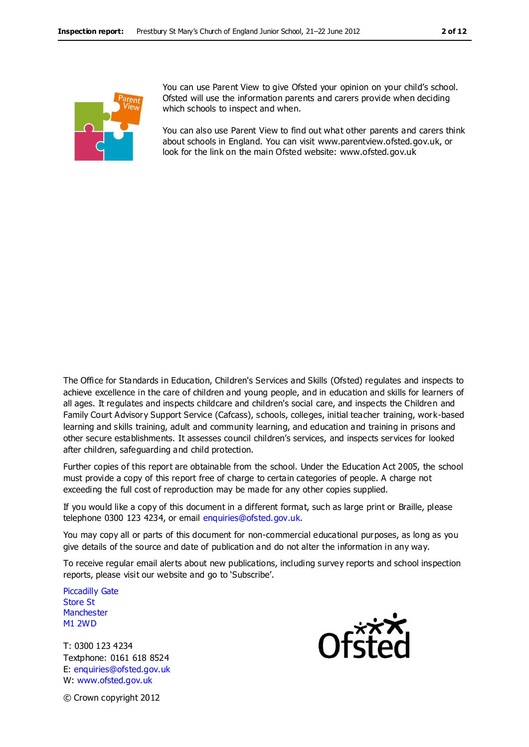You can use Parent View to give Ofsted your opinion on your child's school. Ofsted will use the information parents and carers provide when deciding which schools to inspect and when.

You can also use Parent View to find out what other parents and carers think about schools in England. You can visit www.parentview.ofsted.gov.uk, or look for the link on the main Ofsted website: www.ofsted.gov.uk

The Office for Standards in Education, Children's Services and Skills (Ofsted) regulates and inspects to achieve excellence in the care of children and young people, and in education and skills for learners of all ages. It regulates and inspects childcare and children's social care, and inspects the Children and Family Court Advisory Support Service (Cafcass), schools, colleges, initial teacher training, work-based learning and skills training, adult and community learning, and education and training in prisons and other secure establishments. It assesses council children's services, and inspects services for looked after children, safeguarding and child protection.

Further copies of this report are obtainable from the school. Under the Education Act 2005, the school must provide a copy of this report free of charge to certain categories of people. A charge not exceeding the full cost of reproduction may be made for any other copies supplied.

If you would like a copy of this document in a different format, such as large print or Braille, please telephone 0300 123 4234, or email enquiries@ofsted.gov.uk.

You may copy all or parts of this document for non-commercial educational purposes, as long as you give details of the source and date of publication and do not alter the information in any way.

To receive regular email alerts about new publications, including survey reports and school inspection reports, please visit our website and go to 'Subscribe'.

Piccadilly Gate
Store St
Manchester
M1 2WD

T: 0300 123 4234
Textphone: 0161 618 8524
E: enquiries@ofsted.gov.uk
W: www.ofsted.gov.uk

© Crown copyright 2012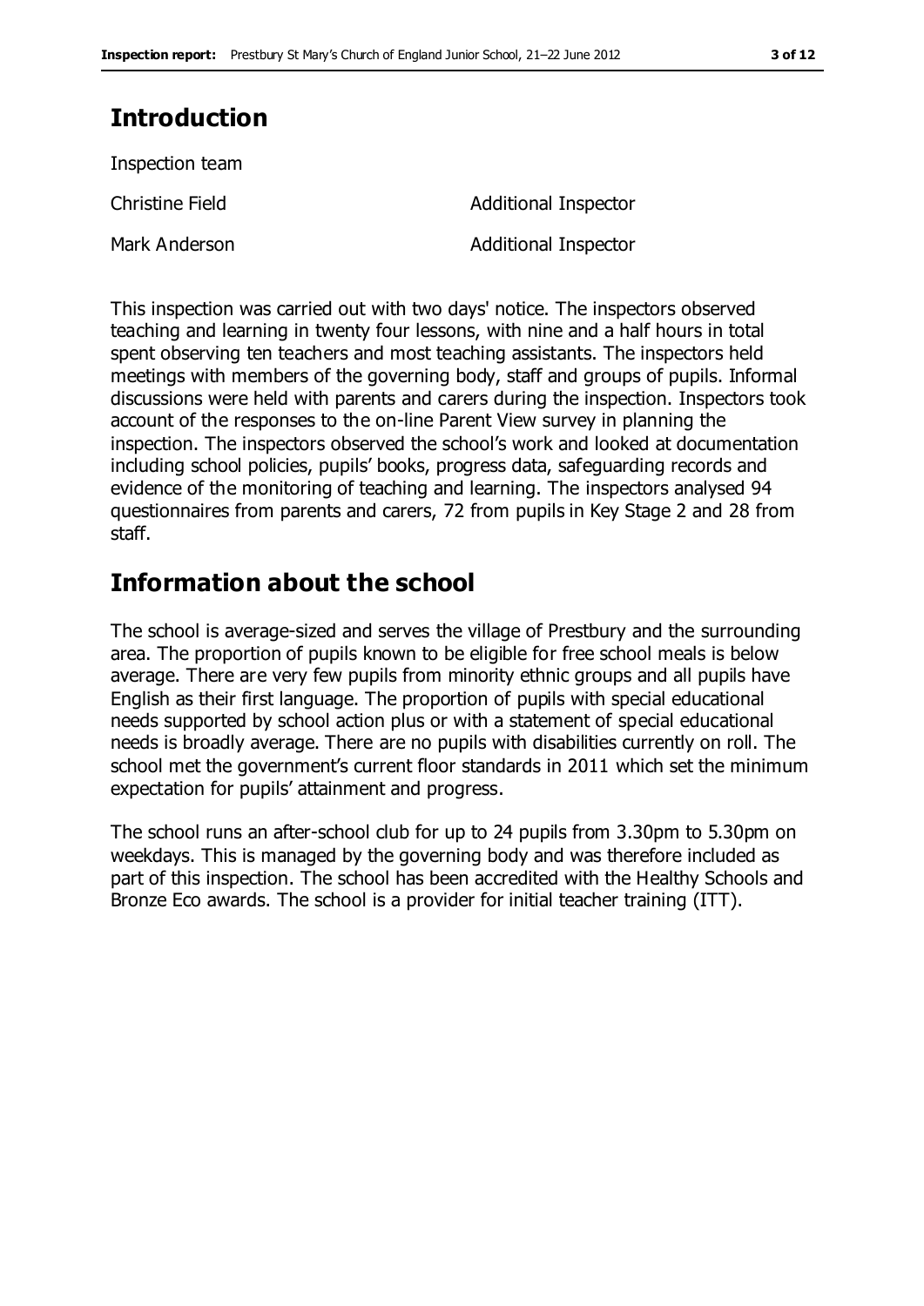## Introduction

Inspection team

| | |
|---|---|
| Christine Field | Additional Inspector |
| Mark Anderson | Additional Inspector |

This inspection was carried out with two days' notice. The inspectors observed teaching and learning in twenty four lessons, with nine and a half hours in total spent observing ten teachers and most teaching assistants. The inspectors held meetings with members of the governing body, staff and groups of pupils. Informal discussions were held with parents and carers during the inspection. Inspectors took account of the responses to the on-line Parent View survey in planning the inspection. The inspectors observed the school's work and looked at documentation including school policies, pupils' books, progress data, safeguarding records and evidence of the monitoring of teaching and learning. The inspectors analysed 94 questionnaires from parents and carers, 72 from pupils in Key Stage 2 and 28 from staff.

## Information about the school

The school is average-sized and serves the village of Prestbury and the surrounding area. The proportion of pupils known to be eligible for free school meals is below average. There are very few pupils from minority ethnic groups and all pupils have English as their first language. The proportion of pupils with special educational needs supported by school action plus or with a statement of special educational needs is broadly average. There are no pupils with disabilities currently on roll. The school met the government's current floor standards in 2011 which set the minimum expectation for pupils' attainment and progress.

The school runs an after-school club for up to 24 pupils from 3.30pm to 5.30pm on weekdays. This is managed by the governing body and was therefore included as part of this inspection. The school has been accredited with the Healthy Schools and Bronze Eco awards. The school is a provider for initial teacher training (ITT).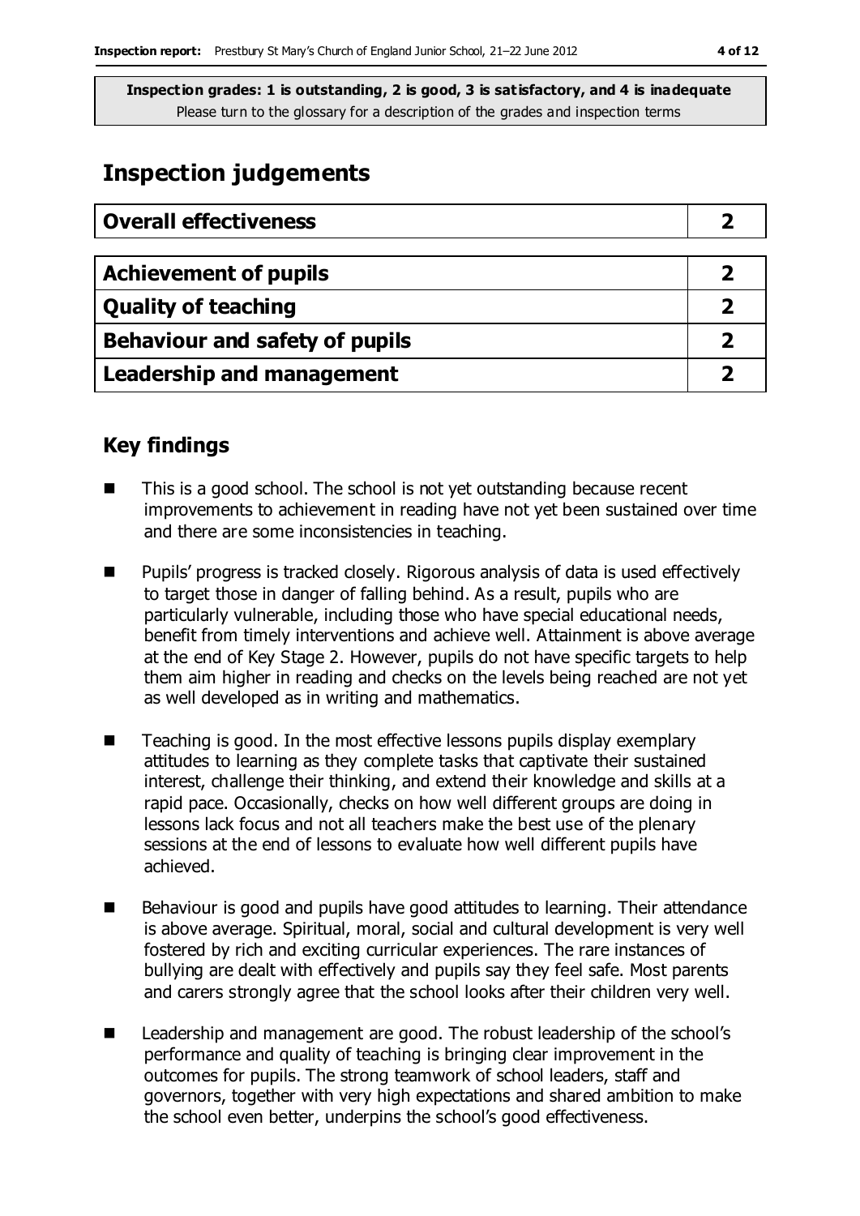**Inspection grades: 1 is outstanding, 2 is good, 3 is satisfactory, and 4 is inadequate**
Please turn to the glossary for a description of the grades and inspection terms

# Inspection judgements

| Overall effectiveness | 2 |
|---|---|
| **Achievement of pupils** | **2** |
| **Quality of teaching** | **2** |
| **Behaviour and safety of pupils** | **2** |
| **Leadership and management** | **2** |

## Key findings

- This is a good school. The school is not yet outstanding because recent improvements to achievement in reading have not yet been sustained over time and there are some inconsistencies in teaching.
- Pupils' progress is tracked closely. Rigorous analysis of data is used effectively to target those in danger of falling behind. As a result, pupils who are particularly vulnerable, including those who have special educational needs, benefit from timely interventions and achieve well. Attainment is above average at the end of Key Stage 2. However, pupils do not have specific targets to help them aim higher in reading and checks on the levels being reached are not yet as well developed as in writing and mathematics.
- Teaching is good. In the most effective lessons pupils display exemplary attitudes to learning as they complete tasks that captivate their sustained interest, challenge their thinking, and extend their knowledge and skills at a rapid pace. Occasionally, checks on how well different groups are doing in lessons lack focus and not all teachers make the best use of the plenary sessions at the end of lessons to evaluate how well different pupils have achieved.
- Behaviour is good and pupils have good attitudes to learning. Their attendance is above average. Spiritual, moral, social and cultural development is very well fostered by rich and exciting curricular experiences. The rare instances of bullying are dealt with effectively and pupils say they feel safe. Most parents and carers strongly agree that the school looks after their children very well.
- Leadership and management are good. The robust leadership of the school's performance and quality of teaching is bringing clear improvement in the outcomes for pupils. The strong teamwork of school leaders, staff and governors, together with very high expectations and shared ambition to make the school even better, underpins the school's good effectiveness.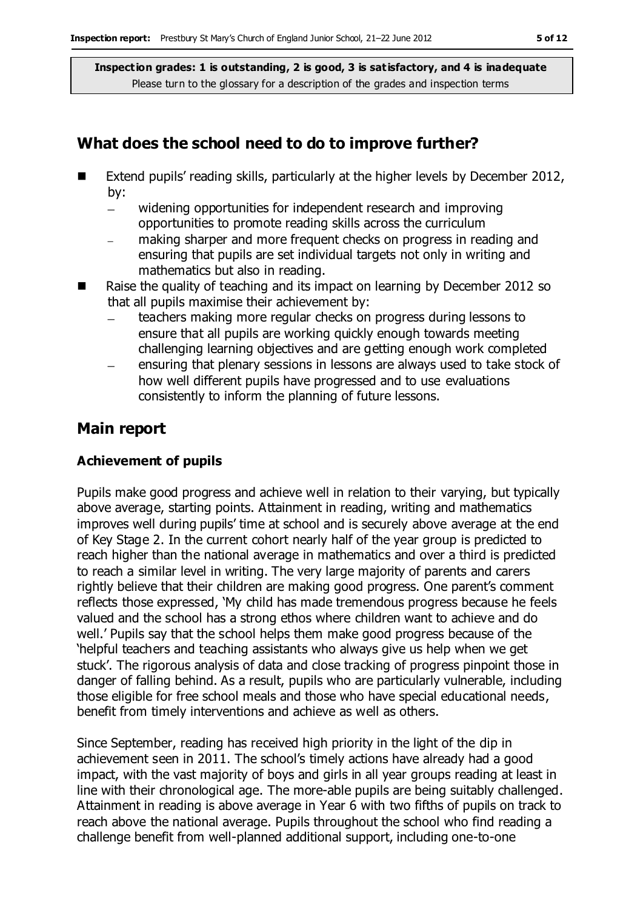**Inspection grades: 1 is outstanding, 2 is good, 3 is satisfactory, and 4 is inadequate**
Please turn to the glossary for a description of the grades and inspection terms

## What does the school need to do to improve further?

- Extend pupils' reading skills, particularly at the higher levels by December 2012, by:
  - widening opportunities for independent research and improving opportunities to promote reading skills across the curriculum
  - making sharper and more frequent checks on progress in reading and ensuring that pupils are set individual targets not only in writing and mathematics but also in reading.
- Raise the quality of teaching and its impact on learning by December 2012 so that all pupils maximise their achievement by:
  - teachers making more regular checks on progress during lessons to ensure that all pupils are working quickly enough towards meeting challenging learning objectives and are getting enough work completed
  - ensuring that plenary sessions in lessons are always used to take stock of how well different pupils have progressed and to use evaluations consistently to inform the planning of future lessons.

## Main report

### Achievement of pupils

Pupils make good progress and achieve well in relation to their varying, but typically above average, starting points. Attainment in reading, writing and mathematics improves well during pupils' time at school and is securely above average at the end of Key Stage 2. In the current cohort nearly half of the year group is predicted to reach higher than the national average in mathematics and over a third is predicted to reach a similar level in writing. The very large majority of parents and carers rightly believe that their children are making good progress. One parent's comment reflects those expressed, 'My child has made tremendous progress because he feels valued and the school has a strong ethos where children want to achieve and do well.' Pupils say that the school helps them make good progress because of the 'helpful teachers and teaching assistants who always give us help when we get stuck'. The rigorous analysis of data and close tracking of progress pinpoint those in danger of falling behind. As a result, pupils who are particularly vulnerable, including those eligible for free school meals and those who have special educational needs, benefit from timely interventions and achieve as well as others.

Since September, reading has received high priority in the light of the dip in achievement seen in 2011. The school's timely actions have already had a good impact, with the vast majority of boys and girls in all year groups reading at least in line with their chronological age. The more-able pupils are being suitably challenged. Attainment in reading is above average in Year 6 with two fifths of pupils on track to reach above the national average. Pupils throughout the school who find reading a challenge benefit from well-planned additional support, including one-to-one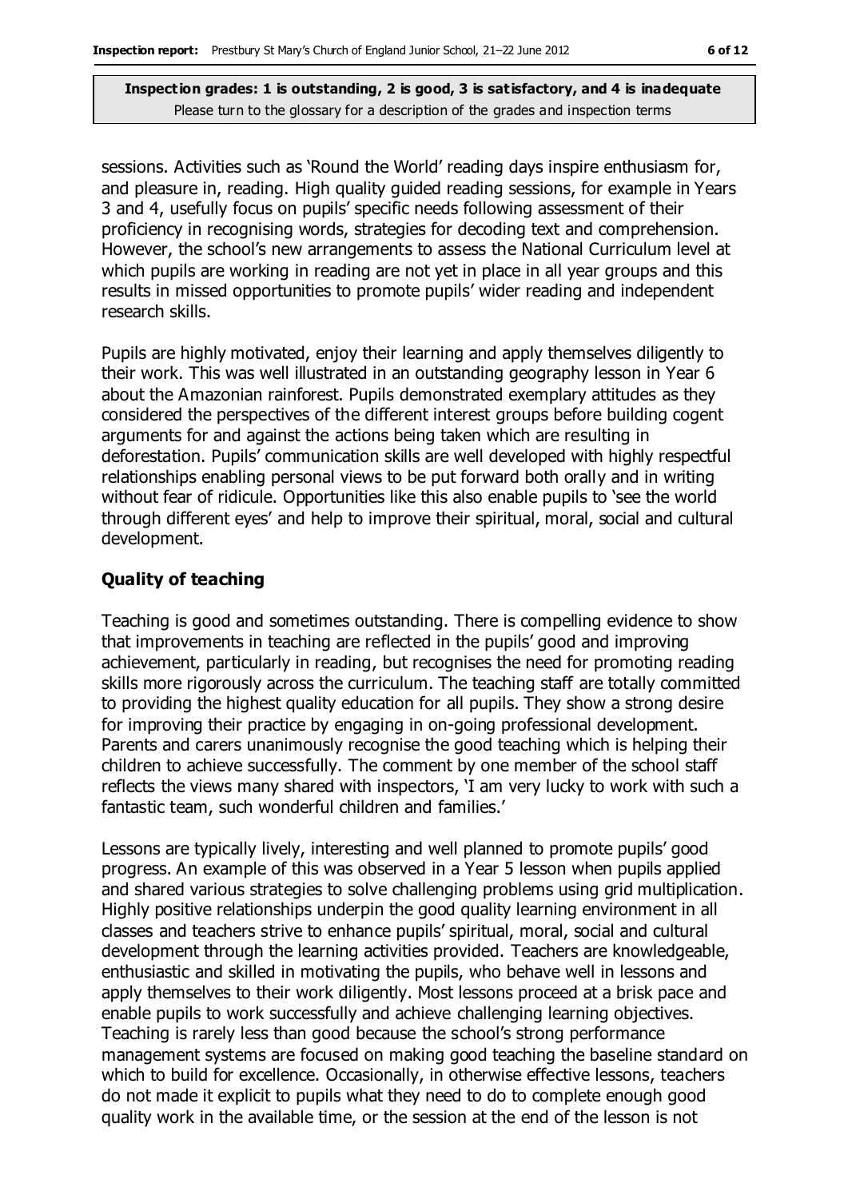sessions. Activities such as 'Round the World' reading days inspire enthusiasm for, and pleasure in, reading. High quality guided reading sessions, for example in Years 3 and 4, usefully focus on pupils' specific needs following assessment of their proficiency in recognising words, strategies for decoding text and comprehension. However, the school's new arrangements to assess the National Curriculum level at which pupils are working in reading are not yet in place in all year groups and this results in missed opportunities to promote pupils' wider reading and independent research skills.

Pupils are highly motivated, enjoy their learning and apply themselves diligently to their work. This was well illustrated in an outstanding geography lesson in Year 6 about the Amazonian rainforest. Pupils demonstrated exemplary attitudes as they considered the perspectives of the different interest groups before building cogent arguments for and against the actions being taken which are resulting in deforestation. Pupils' communication skills are well developed with highly respectful relationships enabling personal views to be put forward both orally and in writing without fear of ridicule. Opportunities like this also enable pupils to 'see the world through different eyes' and help to improve their spiritual, moral, social and cultural development.

## Quality of teaching

Teaching is good and sometimes outstanding. There is compelling evidence to show that improvements in teaching are reflected in the pupils' good and improving achievement, particularly in reading, but recognises the need for promoting reading skills more rigorously across the curriculum. The teaching staff are totally committed to providing the highest quality education for all pupils. They show a strong desire for improving their practice by engaging in on-going professional development. Parents and carers unanimously recognise the good teaching which is helping their children to achieve successfully. The comment by one member of the school staff reflects the views many shared with inspectors, 'I am very lucky to work with such a fantastic team, such wonderful children and families.'

Lessons are typically lively, interesting and well planned to promote pupils' good progress. An example of this was observed in a Year 5 lesson when pupils applied and shared various strategies to solve challenging problems using grid multiplication. Highly positive relationships underpin the good quality learning environment in all classes and teachers strive to enhance pupils' spiritual, moral, social and cultural development through the learning activities provided. Teachers are knowledgeable, enthusiastic and skilled in motivating the pupils, who behave well in lessons and apply themselves to their work diligently. Most lessons proceed at a brisk pace and enable pupils to work successfully and achieve challenging learning objectives. Teaching is rarely less than good because the school's strong performance management systems are focused on making good teaching the baseline standard on which to build for excellence. Occasionally, in otherwise effective lessons, teachers do not made it explicit to pupils what they need to do to complete enough good quality work in the available time, or the session at the end of the lesson is not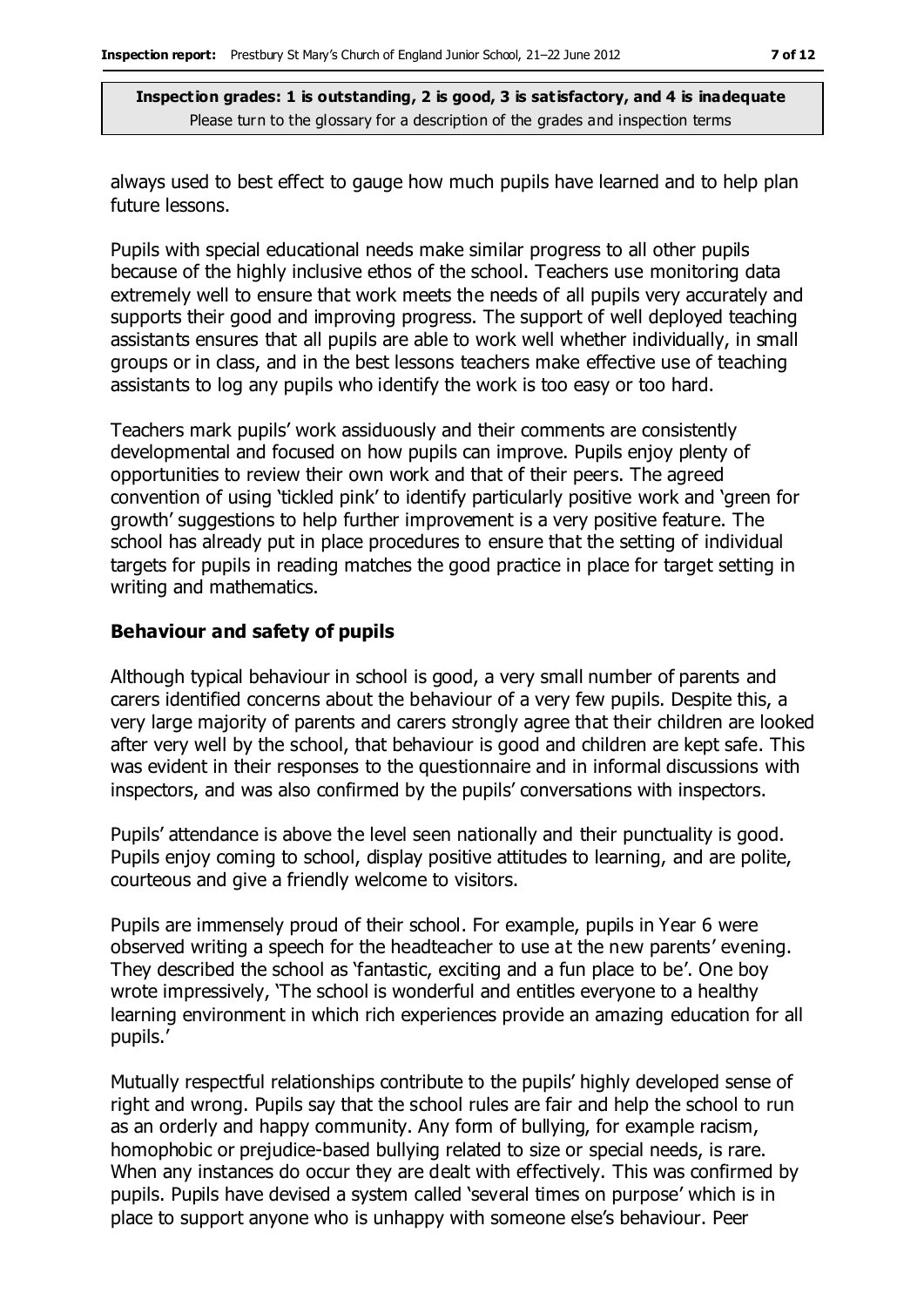always used to best effect to gauge how much pupils have learned and to help plan future lessons.

Pupils with special educational needs make similar progress to all other pupils because of the highly inclusive ethos of the school. Teachers use monitoring data extremely well to ensure that work meets the needs of all pupils very accurately and supports their good and improving progress. The support of well deployed teaching assistants ensures that all pupils are able to work well whether individually, in small groups or in class, and in the best lessons teachers make effective use of teaching assistants to log any pupils who identify the work is too easy or too hard.

Teachers mark pupils' work assiduously and their comments are consistently developmental and focused on how pupils can improve. Pupils enjoy plenty of opportunities to review their own work and that of their peers. The agreed convention of using 'tickled pink' to identify particularly positive work and 'green for growth' suggestions to help further improvement is a very positive feature. The school has already put in place procedures to ensure that the setting of individual targets for pupils in reading matches the good practice in place for target setting in writing and mathematics.

### Behaviour and safety of pupils

Although typical behaviour in school is good, a very small number of parents and carers identified concerns about the behaviour of a very few pupils. Despite this, a very large majority of parents and carers strongly agree that their children are looked after very well by the school, that behaviour is good and children are kept safe. This was evident in their responses to the questionnaire and in informal discussions with inspectors, and was also confirmed by the pupils' conversations with inspectors.

Pupils' attendance is above the level seen nationally and their punctuality is good. Pupils enjoy coming to school, display positive attitudes to learning, and are polite, courteous and give a friendly welcome to visitors.

Pupils are immensely proud of their school. For example, pupils in Year 6 were observed writing a speech for the headteacher to use at the new parents' evening. They described the school as 'fantastic, exciting and a fun place to be'. One boy wrote impressively, 'The school is wonderful and entitles everyone to a healthy learning environment in which rich experiences provide an amazing education for all pupils.'

Mutually respectful relationships contribute to the pupils' highly developed sense of right and wrong. Pupils say that the school rules are fair and help the school to run as an orderly and happy community. Any form of bullying, for example racism, homophobic or prejudice-based bullying related to size or special needs, is rare. When any instances do occur they are dealt with effectively. This was confirmed by pupils. Pupils have devised a system called 'several times on purpose' which is in place to support anyone who is unhappy with someone else's behaviour. Peer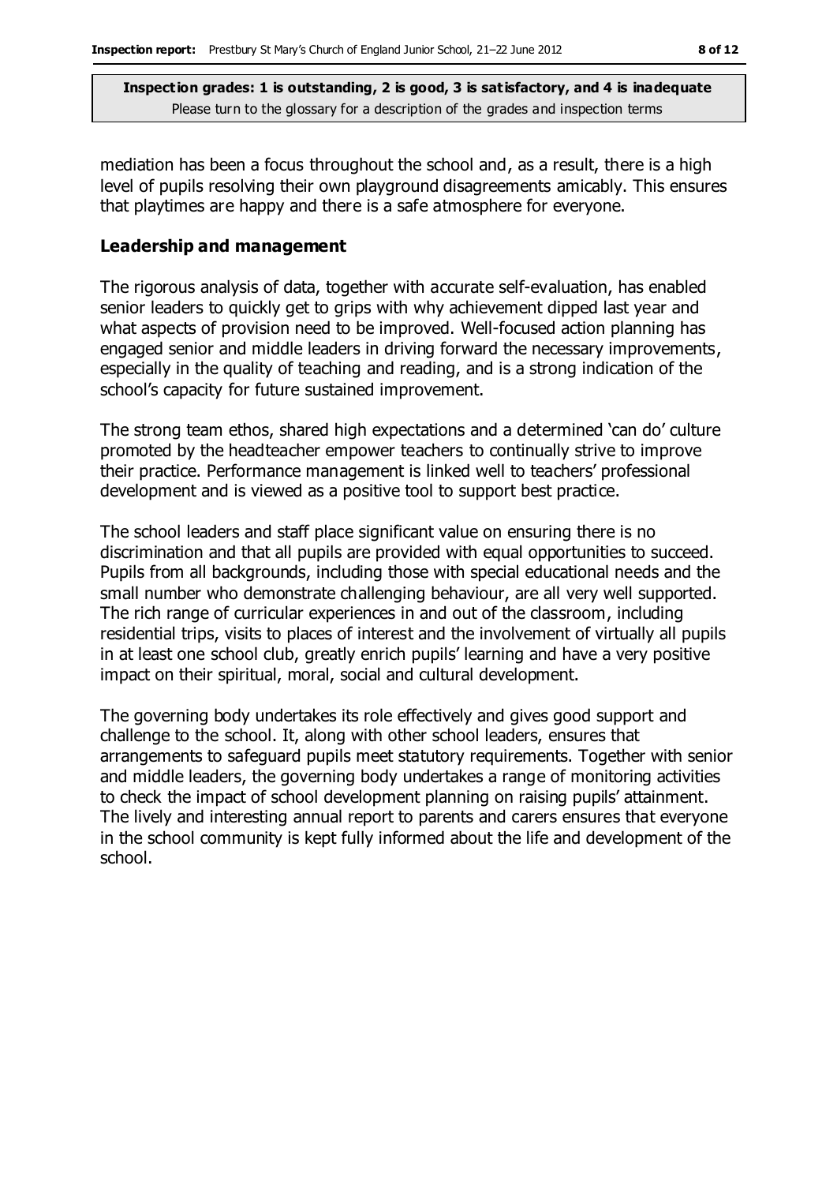**Inspection grades: 1 is outstanding, 2 is good, 3 is satisfactory, and 4 is inadequate**
Please turn to the glossary for a description of the grades and inspection terms

mediation has been a focus throughout the school and, as a result, there is a high level of pupils resolving their own playground disagreements amicably. This ensures that playtimes are happy and there is a safe atmosphere for everyone.

### Leadership and management

The rigorous analysis of data, together with accurate self-evaluation, has enabled senior leaders to quickly get to grips with why achievement dipped last year and what aspects of provision need to be improved. Well-focused action planning has engaged senior and middle leaders in driving forward the necessary improvements, especially in the quality of teaching and reading, and is a strong indication of the school's capacity for future sustained improvement.

The strong team ethos, shared high expectations and a determined 'can do' culture promoted by the headteacher empower teachers to continually strive to improve their practice. Performance management is linked well to teachers' professional development and is viewed as a positive tool to support best practice.

The school leaders and staff place significant value on ensuring there is no discrimination and that all pupils are provided with equal opportunities to succeed. Pupils from all backgrounds, including those with special educational needs and the small number who demonstrate challenging behaviour, are all very well supported. The rich range of curricular experiences in and out of the classroom, including residential trips, visits to places of interest and the involvement of virtually all pupils in at least one school club, greatly enrich pupils' learning and have a very positive impact on their spiritual, moral, social and cultural development.

The governing body undertakes its role effectively and gives good support and challenge to the school. It, along with other school leaders, ensures that arrangements to safeguard pupils meet statutory requirements. Together with senior and middle leaders, the governing body undertakes a range of monitoring activities to check the impact of school development planning on raising pupils' attainment. The lively and interesting annual report to parents and carers ensures that everyone in the school community is kept fully informed about the life and development of the school.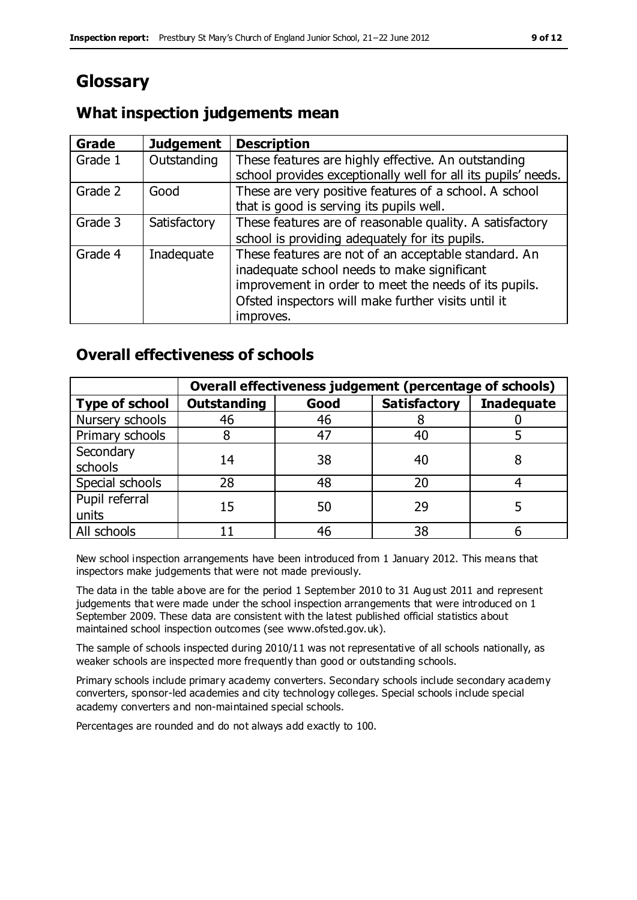# Glossary

## What inspection judgements mean

| Grade | Judgement | Description |
|---|---|---|
| Grade 1 | Outstanding | These features are highly effective. An outstanding school provides exceptionally well for all its pupils' needs. |
| Grade 2 | Good | These are very positive features of a school. A school that is good is serving its pupils well. |
| Grade 3 | Satisfactory | These features are of reasonable quality. A satisfactory school is providing adequately for its pupils. |
| Grade 4 | Inadequate | These features are not of an acceptable standard. An inadequate school needs to make significant improvement in order to meet the needs of its pupils. Ofsted inspectors will make further visits until it improves. |

## Overall effectiveness of schools

| | Overall effectiveness judgement (percentage of schools) | | | |
|---|---|---|---|---|
| **Type of school** | **Outstanding** | **Good** | **Satisfactory** | **Inadequate** |
| Nursery schools | 46 | 46 | 8 | 0 |
| Primary schools | 8 | 47 | 40 | 5 |
| Secondary schools | 14 | 38 | 40 | 8 |
| Special schools | 28 | 48 | 20 | 4 |
| Pupil referral units | 15 | 50 | 29 | 5 |
| All schools | 11 | 46 | 38 | 6 |

New school inspection arrangements have been introduced from 1 January 2012. This means that inspectors make judgements that were not made previously.

The data in the table above are for the period 1 September 2010 to 31 August 2011 and represent judgements that were made under the school inspection arrangements that were introduced on 1 September 2009. These data are consistent with the latest published official statistics about maintained school inspection outcomes (see www.ofsted.gov.uk).

The sample of schools inspected during 2010/11 was not representative of all schools nationally, as weaker schools are inspected more frequently than good or outstanding schools.

Primary schools include primary academy converters. Secondary schools include secondary academy converters, sponsor-led academies and city technology colleges. Special schools include special academy converters and non-maintained special schools.

Percentages are rounded and do not always add exactly to 100.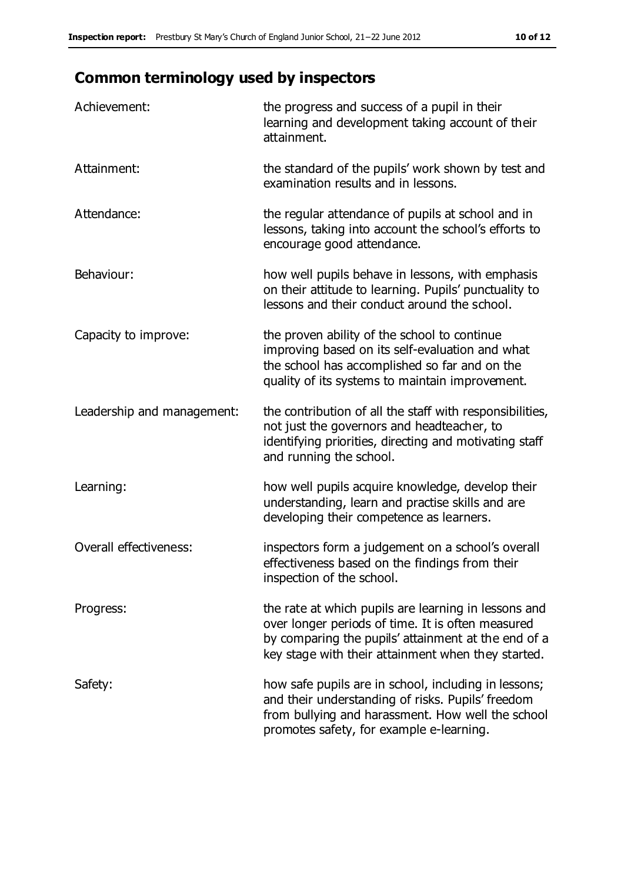## Common terminology used by inspectors

| | |
|---|---|
| Achievement: | the progress and success of a pupil in their learning and development taking account of their attainment. |
| Attainment: | the standard of the pupils' work shown by test and examination results and in lessons. |
| Attendance: | the regular attendance of pupils at school and in lessons, taking into account the school's efforts to encourage good attendance. |
| Behaviour: | how well pupils behave in lessons, with emphasis on their attitude to learning. Pupils' punctuality to lessons and their conduct around the school. |
| Capacity to improve: | the proven ability of the school to continue improving based on its self-evaluation and what the school has accomplished so far and on the quality of its systems to maintain improvement. |
| Leadership and management: | the contribution of all the staff with responsibilities, not just the governors and headteacher, to identifying priorities, directing and motivating staff and running the school. |
| Learning: | how well pupils acquire knowledge, develop their understanding, learn and practise skills and are developing their competence as learners. |
| Overall effectiveness: | inspectors form a judgement on a school's overall effectiveness based on the findings from their inspection of the school. |
| Progress: | the rate at which pupils are learning in lessons and over longer periods of time. It is often measured by comparing the pupils' attainment at the end of a key stage with their attainment when they started. |
| Safety: | how safe pupils are in school, including in lessons; and their understanding of risks. Pupils' freedom from bullying and harassment. How well the school promotes safety, for example e-learning. |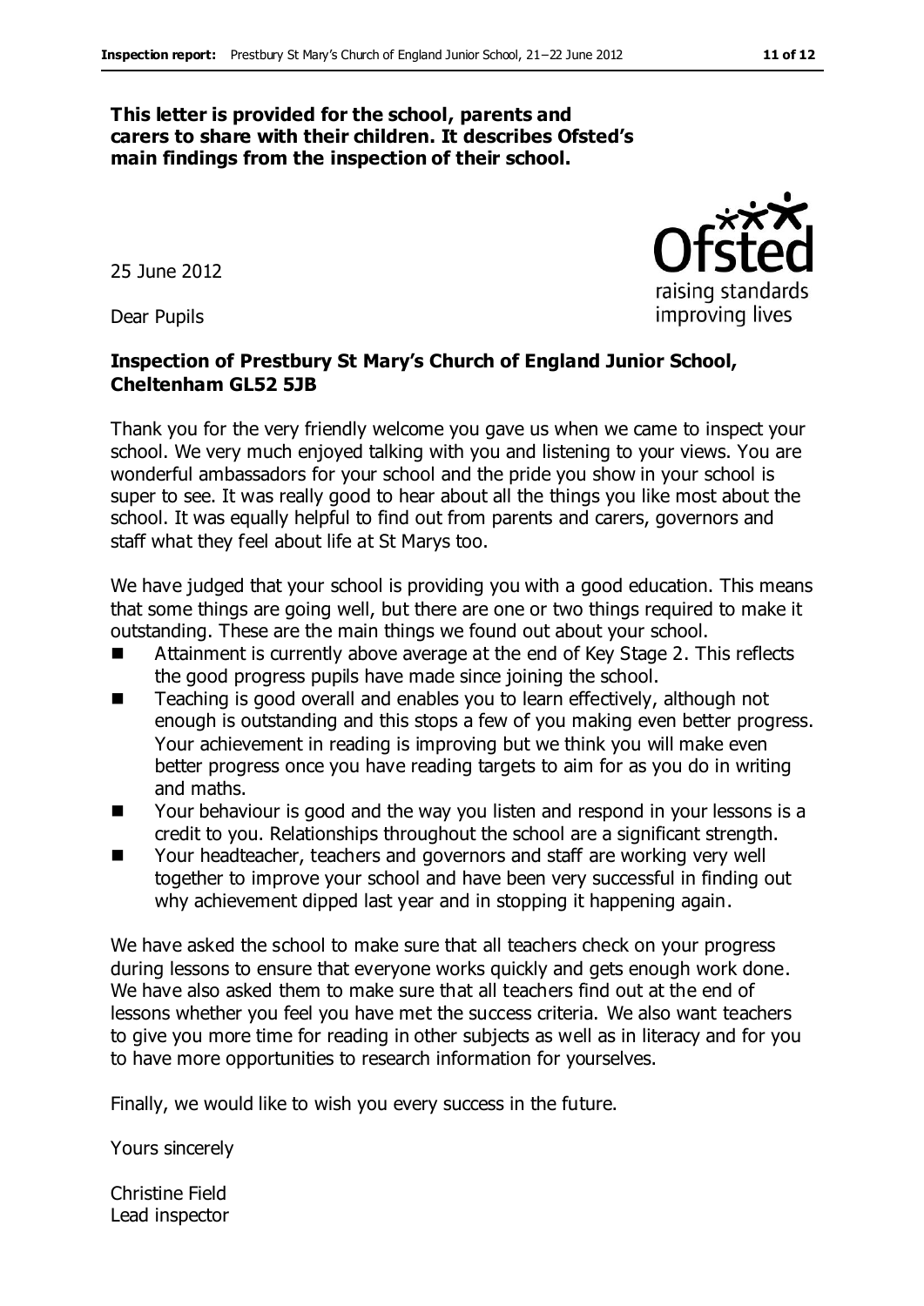**This letter is provided for the school, parents and carers to share with their children. It describes Ofsted's main findings from the inspection of their school.**

25 June 2012

Dear Pupils

**Inspection of Prestbury St Mary's Church of England Junior School, Cheltenham GL52 5JB**

Thank you for the very friendly welcome you gave us when we came to inspect your school. We very much enjoyed talking with you and listening to your views. You are wonderful ambassadors for your school and the pride you show in your school is super to see. It was really good to hear about all the things you like most about the school. It was equally helpful to find out from parents and carers, governors and staff what they feel about life at St Marys too.

We have judged that your school is providing you with a good education. This means that some things are going well, but there are one or two things required to make it outstanding. These are the main things we found out about your school.

- Attainment is currently above average at the end of Key Stage 2. This reflects the good progress pupils have made since joining the school.
- Teaching is good overall and enables you to learn effectively, although not enough is outstanding and this stops a few of you making even better progress. Your achievement in reading is improving but we think you will make even better progress once you have reading targets to aim for as you do in writing and maths.
- Your behaviour is good and the way you listen and respond in your lessons is a credit to you. Relationships throughout the school are a significant strength.
- Your headteacher, teachers and governors and staff are working very well together to improve your school and have been very successful in finding out why achievement dipped last year and in stopping it happening again.

We have asked the school to make sure that all teachers check on your progress during lessons to ensure that everyone works quickly and gets enough work done. We have also asked them to make sure that all teachers find out at the end of lessons whether you feel you have met the success criteria. We also want teachers to give you more time for reading in other subjects as well as in literacy and for you to have more opportunities to research information for yourselves.

Finally, we would like to wish you every success in the future.

Yours sincerely

Christine Field
Lead inspector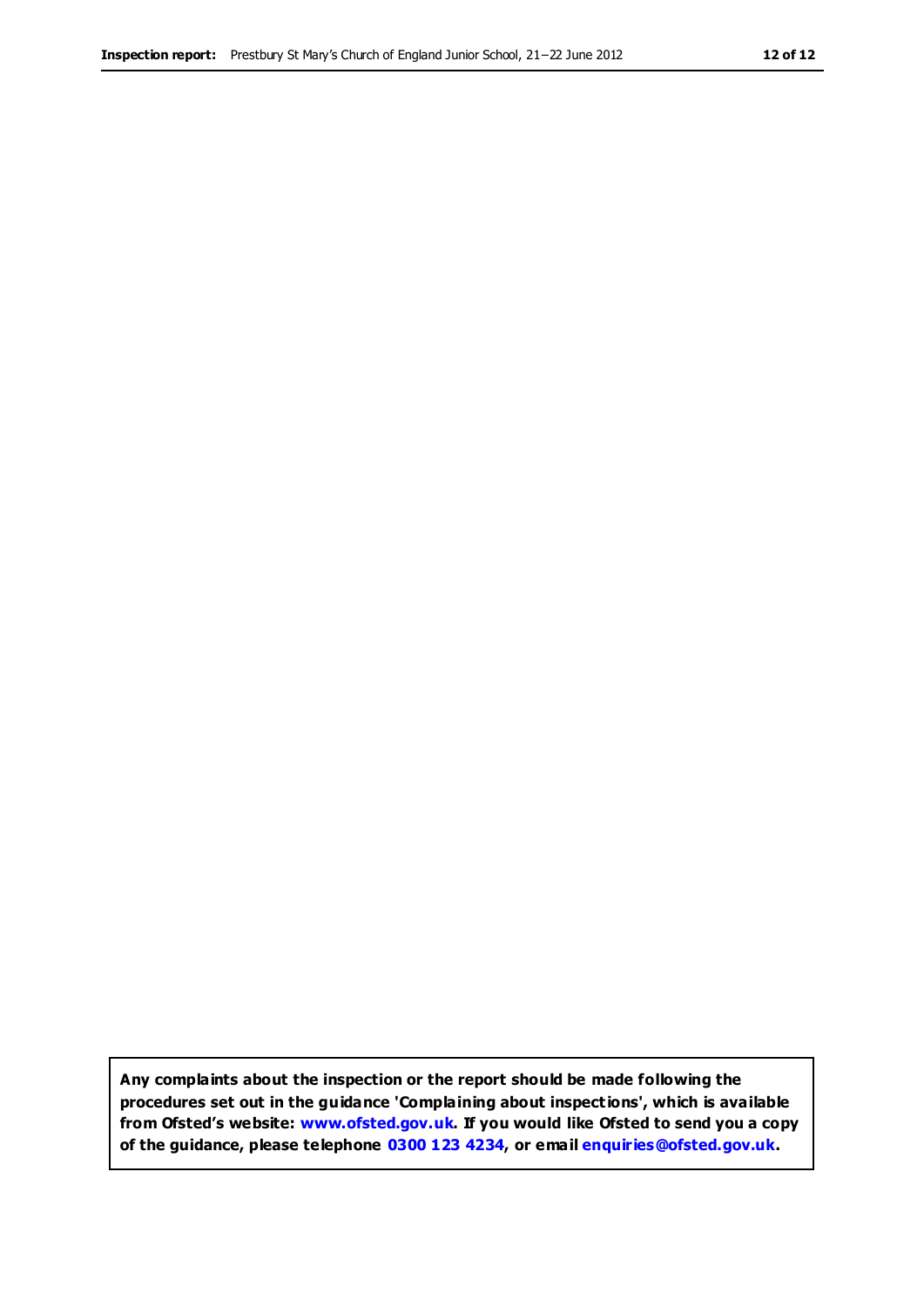**Any complaints about the inspection or the report should be made following the procedures set out in the guidance 'Complaining about inspections', which is available from Ofsted's website: www.ofsted.gov.uk. If you would like Ofsted to send you a copy of the guidance, please telephone 0300 123 4234, or email enquiries@ofsted.gov.uk.**